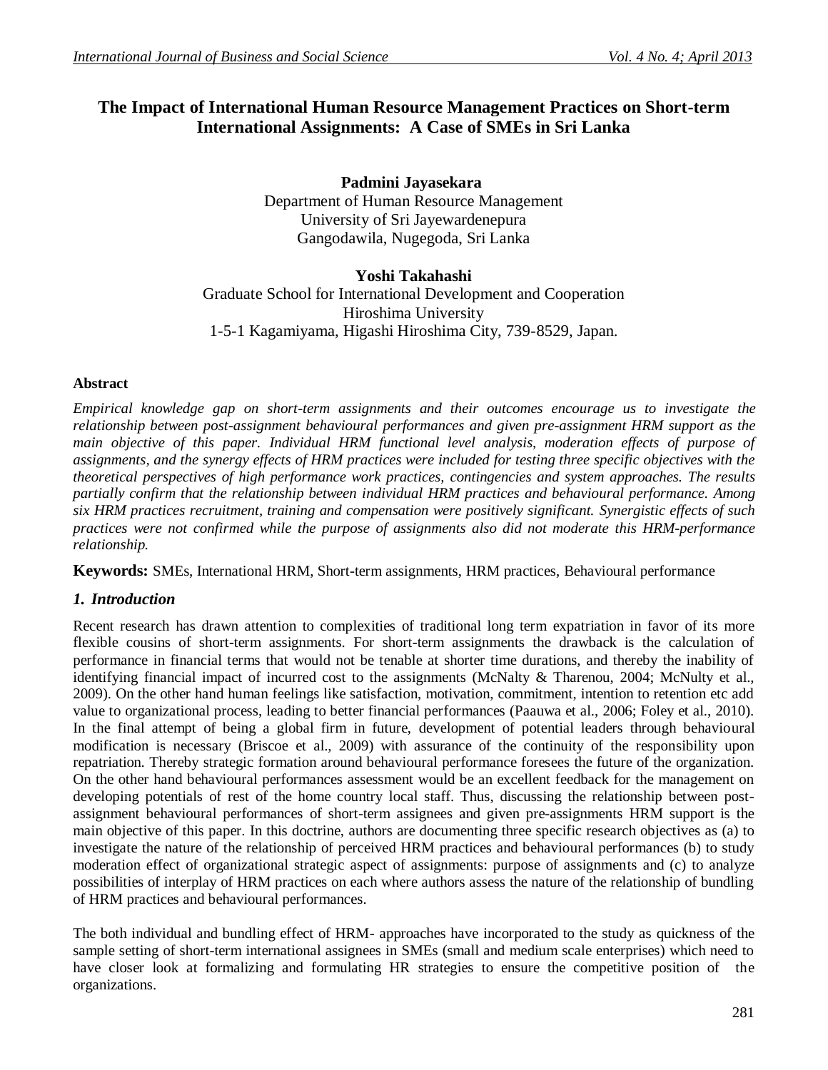# The Impact of International Human Resource Management Practices on Short-term International Assignments: A Case of SMEs in Sri Lanka

**Padmini Jayasekara**
Department of Human Resource Management
University of Sri Jayewardenepura
Gangodawila, Nugegoda, Sri Lanka

**Yoshi Takahashi**
Graduate School for International Development and Cooperation
Hiroshima University
1-5-1 Kagamiyama, Higashi Hiroshima City, 739-8529, Japan.

### Abstract

*Empirical knowledge gap on short-term assignments and their outcomes encourage us to investigate the relationship between post-assignment behavioural performances and given pre-assignment HRM support as the main objective of this paper. Individual HRM functional level analysis, moderation effects of purpose of assignments, and the synergy effects of HRM practices were included for testing three specific objectives with the theoretical perspectives of high performance work practices, contingencies and system approaches. The results partially confirm that the relationship between individual HRM practices and behavioural performance. Among six HRM practices recruitment, training and compensation were positively significant. Synergistic effects of such practices were not confirmed while the purpose of assignments also did not moderate this HRM-performance relationship.*

**Keywords:** SMEs, International HRM, Short-term assignments, HRM practices, Behavioural performance

## *1. Introduction*

Recent research has drawn attention to complexities of traditional long term expatriation in favor of its more flexible cousins of short-term assignments. For short-term assignments the drawback is the calculation of performance in financial terms that would not be tenable at shorter time durations, and thereby the inability of identifying financial impact of incurred cost to the assignments (McNalty & Tharenou, 2004; McNulty et al., 2009). On the other hand human feelings like satisfaction, motivation, commitment, intention to retention etc add value to organizational process, leading to better financial performances (Paauwa et al., 2006; Foley et al., 2010). In the final attempt of being a global firm in future, development of potential leaders through behavioural modification is necessary (Briscoe et al., 2009) with assurance of the continuity of the responsibility upon repatriation. Thereby strategic formation around behavioural performance foresees the future of the organization. On the other hand behavioural performances assessment would be an excellent feedback for the management on developing potentials of rest of the home country local staff. Thus, discussing the relationship between post-assignment behavioural performances of short-term assignees and given pre-assignments HRM support is the main objective of this paper. In this doctrine, authors are documenting three specific research objectives as (a) to investigate the nature of the relationship of perceived HRM practices and behavioural performances (b) to study moderation effect of organizational strategic aspect of assignments: purpose of assignments and (c) to analyze possibilities of interplay of HRM practices on each where authors assess the nature of the relationship of bundling of HRM practices and behavioural performances.

The both individual and bundling effect of HRM- approaches have incorporated to the study as quickness of the sample setting of short-term international assignees in SMEs (small and medium scale enterprises) which need to have closer look at formalizing and formulating HR strategies to ensure the competitive position of the organizations.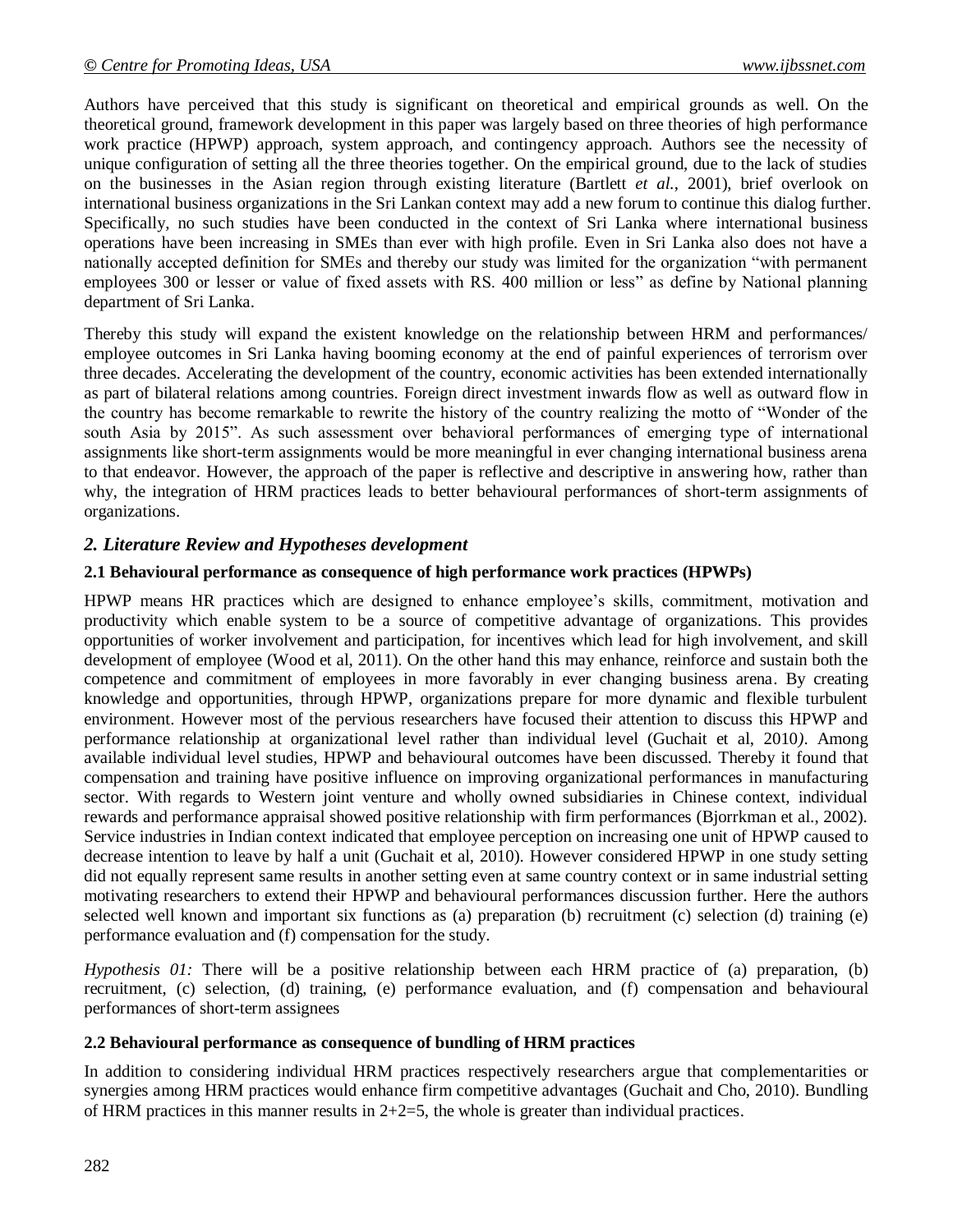Authors have perceived that this study is significant on theoretical and empirical grounds as well. On the theoretical ground, framework development in this paper was largely based on three theories of high performance work practice (HPWP) approach, system approach, and contingency approach. Authors see the necessity of unique configuration of setting all the three theories together. On the empirical ground, due to the lack of studies on the businesses in the Asian region through existing literature (Bartlett *et al.*, 2001), brief overlook on international business organizations in the Sri Lankan context may add a new forum to continue this dialog further. Specifically, no such studies have been conducted in the context of Sri Lanka where international business operations have been increasing in SMEs than ever with high profile. Even in Sri Lanka also does not have a nationally accepted definition for SMEs and thereby our study was limited for the organization "with permanent employees 300 or lesser or value of fixed assets with RS. 400 million or less" as define by National planning department of Sri Lanka.

Thereby this study will expand the existent knowledge on the relationship between HRM and performances/ employee outcomes in Sri Lanka having booming economy at the end of painful experiences of terrorism over three decades. Accelerating the development of the country, economic activities has been extended internationally as part of bilateral relations among countries. Foreign direct investment inwards flow as well as outward flow in the country has become remarkable to rewrite the history of the country realizing the motto of "Wonder of the south Asia by 2015". As such assessment over behavioral performances of emerging type of international assignments like short-term assignments would be more meaningful in ever changing international business arena to that endeavor. However, the approach of the paper is reflective and descriptive in answering how, rather than why, the integration of HRM practices leads to better behavioural performances of short-term assignments of organizations.

## *2. Literature Review and Hypotheses development*

### 2.1 Behavioural performance as consequence of high performance work practices (HPWPs)

HPWP means HR practices which are designed to enhance employee's skills, commitment, motivation and productivity which enable system to be a source of competitive advantage of organizations. This provides opportunities of worker involvement and participation, for incentives which lead for high involvement, and skill development of employee (Wood et al, 2011). On the other hand this may enhance, reinforce and sustain both the competence and commitment of employees in more favorably in ever changing business arena. By creating knowledge and opportunities, through HPWP, organizations prepare for more dynamic and flexible turbulent environment. However most of the pervious researchers have focused their attention to discuss this HPWP and performance relationship at organizational level rather than individual level (Guchait et al, 2010*)*. Among available individual level studies, HPWP and behavioural outcomes have been discussed. Thereby it found that compensation and training have positive influence on improving organizational performances in manufacturing sector. With regards to Western joint venture and wholly owned subsidiaries in Chinese context, individual rewards and performance appraisal showed positive relationship with firm performances (Bjorrkman et al., 2002). Service industries in Indian context indicated that employee perception on increasing one unit of HPWP caused to decrease intention to leave by half a unit (Guchait et al, 2010). However considered HPWP in one study setting did not equally represent same results in another setting even at same country context or in same industrial setting motivating researchers to extend their HPWP and behavioural performances discussion further. Here the authors selected well known and important six functions as (a) preparation (b) recruitment (c) selection (d) training (e) performance evaluation and (f) compensation for the study.

*Hypothesis 01:* There will be a positive relationship between each HRM practice of (a) preparation, (b) recruitment, (c) selection, (d) training, (e) performance evaluation, and (f) compensation and behavioural performances of short-term assignees

### 2.2 Behavioural performance as consequence of bundling of HRM practices

In addition to considering individual HRM practices respectively researchers argue that complementarities or synergies among HRM practices would enhance firm competitive advantages (Guchait and Cho, 2010). Bundling of HRM practices in this manner results in 2+2=5, the whole is greater than individual practices.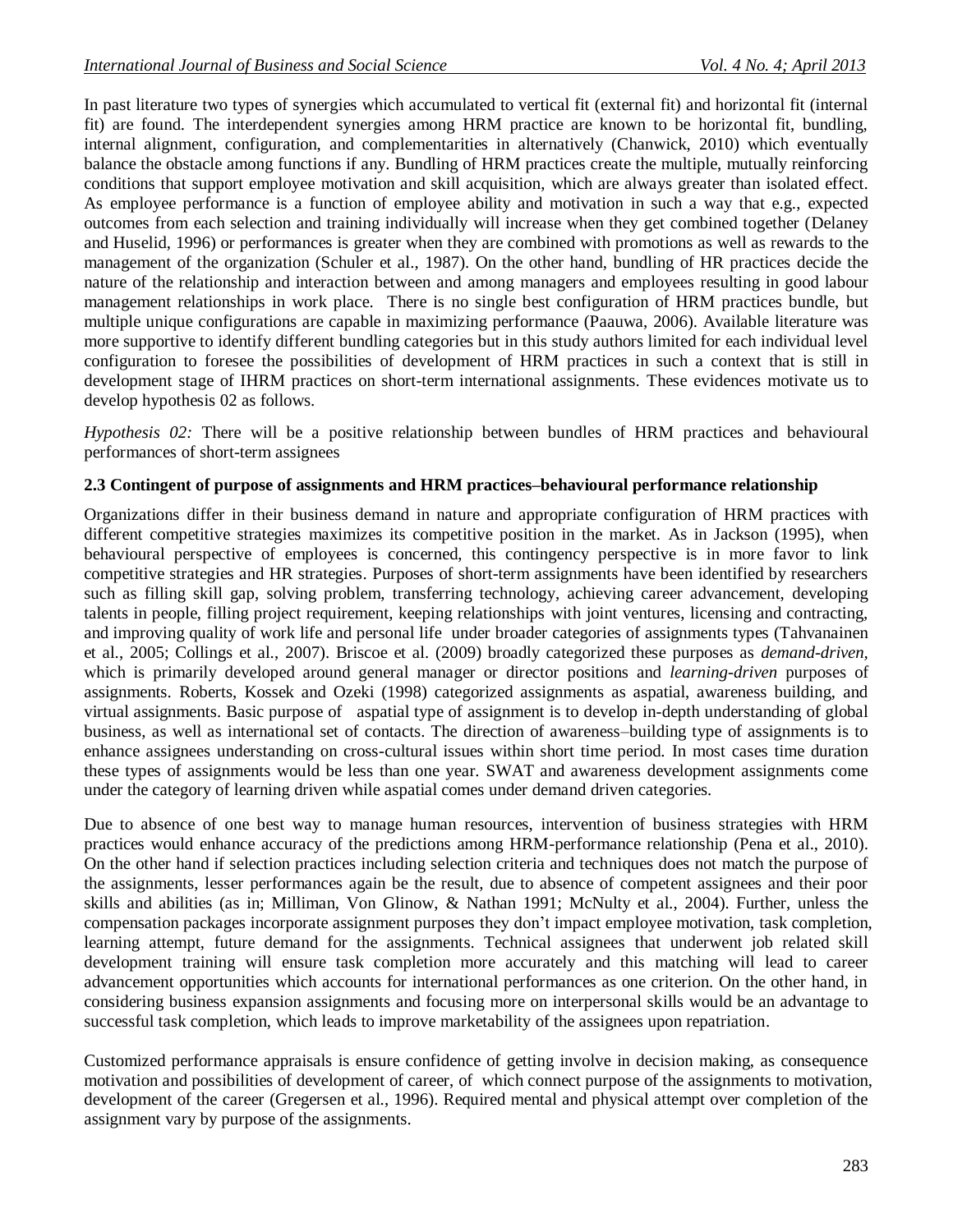In past literature two types of synergies which accumulated to vertical fit (external fit) and horizontal fit (internal fit) are found. The interdependent synergies among HRM practice are known to be horizontal fit, bundling, internal alignment, configuration, and complementarities in alternatively (Chanwick, 2010) which eventually balance the obstacle among functions if any. Bundling of HRM practices create the multiple, mutually reinforcing conditions that support employee motivation and skill acquisition, which are always greater than isolated effect. As employee performance is a function of employee ability and motivation in such a way that e.g., expected outcomes from each selection and training individually will increase when they get combined together (Delaney and Huselid, 1996) or performances is greater when they are combined with promotions as well as rewards to the management of the organization (Schuler et al., 1987). On the other hand, bundling of HR practices decide the nature of the relationship and interaction between and among managers and employees resulting in good labour management relationships in work place. There is no single best configuration of HRM practices bundle, but multiple unique configurations are capable in maximizing performance (Paauwa, 2006). Available literature was more supportive to identify different bundling categories but in this study authors limited for each individual level configuration to foresee the possibilities of development of HRM practices in such a context that is still in development stage of IHRM practices on short-term international assignments. These evidences motivate us to develop hypothesis 02 as follows.

*Hypothesis 02:* There will be a positive relationship between bundles of HRM practices and behavioural performances of short-term assignees

### 2.3 Contingent of purpose of assignments and HRM practices–behavioural performance relationship

Organizations differ in their business demand in nature and appropriate configuration of HRM practices with different competitive strategies maximizes its competitive position in the market. As in Jackson (1995), when behavioural perspective of employees is concerned, this contingency perspective is in more favor to link competitive strategies and HR strategies. Purposes of short-term assignments have been identified by researchers such as filling skill gap, solving problem, transferring technology, achieving career advancement, developing talents in people, filling project requirement, keeping relationships with joint ventures, licensing and contracting, and improving quality of work life and personal life under broader categories of assignments types (Tahvanainen et al., 2005; Collings et al., 2007). Briscoe et al. (2009) broadly categorized these purposes as *demand-driven*, which is primarily developed around general manager or director positions and *learning-driven* purposes of assignments. Roberts, Kossek and Ozeki (1998) categorized assignments as aspatial, awareness building, and virtual assignments. Basic purpose of aspatial type of assignment is to develop in-depth understanding of global business, as well as international set of contacts. The direction of awareness–building type of assignments is to enhance assignees understanding on cross-cultural issues within short time period. In most cases time duration these types of assignments would be less than one year. SWAT and awareness development assignments come under the category of learning driven while aspatial comes under demand driven categories.

Due to absence of one best way to manage human resources, intervention of business strategies with HRM practices would enhance accuracy of the predictions among HRM-performance relationship (Pena et al., 2010). On the other hand if selection practices including selection criteria and techniques does not match the purpose of the assignments, lesser performances again be the result, due to absence of competent assignees and their poor skills and abilities (as in; Milliman, Von Glinow, & Nathan 1991; McNulty et al., 2004). Further, unless the compensation packages incorporate assignment purposes they don't impact employee motivation, task completion, learning attempt, future demand for the assignments. Technical assignees that underwent job related skill development training will ensure task completion more accurately and this matching will lead to career advancement opportunities which accounts for international performances as one criterion. On the other hand, in considering business expansion assignments and focusing more on interpersonal skills would be an advantage to successful task completion, which leads to improve marketability of the assignees upon repatriation.

Customized performance appraisals is ensure confidence of getting involve in decision making, as consequence motivation and possibilities of development of career, of which connect purpose of the assignments to motivation, development of the career (Gregersen et al., 1996). Required mental and physical attempt over completion of the assignment vary by purpose of the assignments.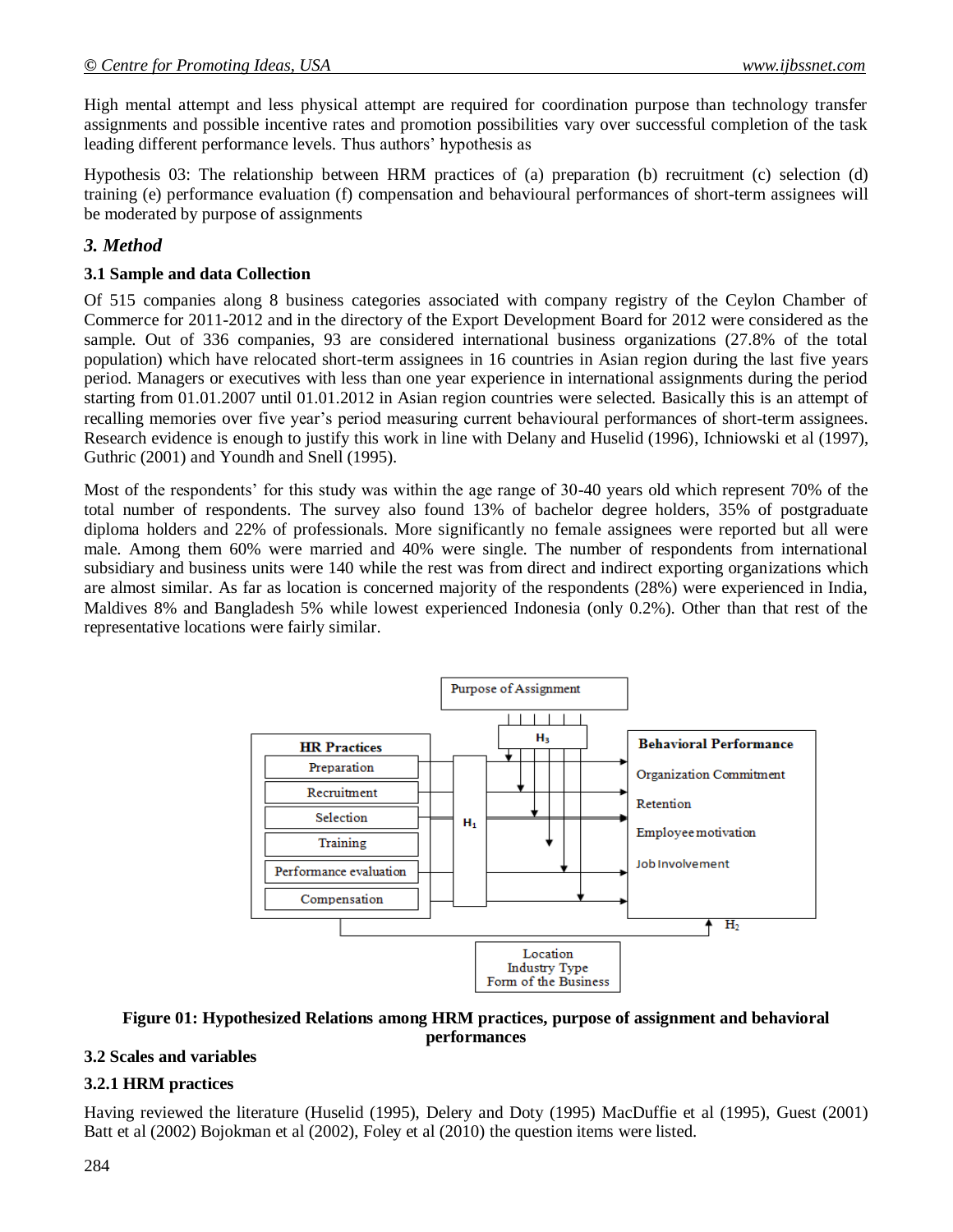High mental attempt and less physical attempt are required for coordination purpose than technology transfer assignments and possible incentive rates and promotion possibilities vary over successful completion of the task leading different performance levels. Thus authors' hypothesis as

Hypothesis 03: The relationship between HRM practices of (a) preparation (b) recruitment (c) selection (d) training (e) performance evaluation (f) compensation and behavioural performances of short-term assignees will be moderated by purpose of assignments

### *3. Method*

#### 3.1 Sample and data Collection

Of 515 companies along 8 business categories associated with company registry of the Ceylon Chamber of Commerce for 2011-2012 and in the directory of the Export Development Board for 2012 were considered as the sample. Out of 336 companies, 93 are considered international business organizations (27.8% of the total population) which have relocated short-term assignees in 16 countries in Asian region during the last five years period. Managers or executives with less than one year experience in international assignments during the period starting from 01.01.2007 until 01.01.2012 in Asian region countries were selected. Basically this is an attempt of recalling memories over five year's period measuring current behavioural performances of short-term assignees. Research evidence is enough to justify this work in line with Delany and Huselid (1996), Ichniowski et al (1997), Guthric (2001) and Youndh and Snell (1995).

Most of the respondents' for this study was within the age range of 30-40 years old which represent 70% of the total number of respondents. The survey also found 13% of bachelor degree holders, 35% of postgraduate diploma holders and 22% of professionals. More significantly no female assignees were reported but all were male. Among them 60% were married and 40% were single. The number of respondents from international subsidiary and business units were 140 while the rest was from direct and indirect exporting organizations which are almost similar. As far as location is concerned majority of the respondents (28%) were experienced in India, Maldives 8% and Bangladesh 5% while lowest experienced Indonesia (only 0.2%). Other than that rest of the representative locations were fairly similar.

Purpose of Assignment

$H_3$

HR Practices: Preparation, Recruitment, Selection, Training, Performance evaluation, Compensation

$H_1$

Behavioral Performance: Organization Commitment, Retention, Employee motivation, Job Involvement

$H_2$

Location, Industry Type, Form of the Business

**Figure 01: Hypothesized Relations among HRM practices, purpose of assignment and behavioral performances**

#### 3.2 Scales and variables

#### 3.2.1 HRM practices

Having reviewed the literature (Huselid (1995), Delery and Doty (1995) MacDuffie et al (1995), Guest (2001) Batt et al (2002) Bojokman et al (2002), Foley et al (2010) the question items were listed.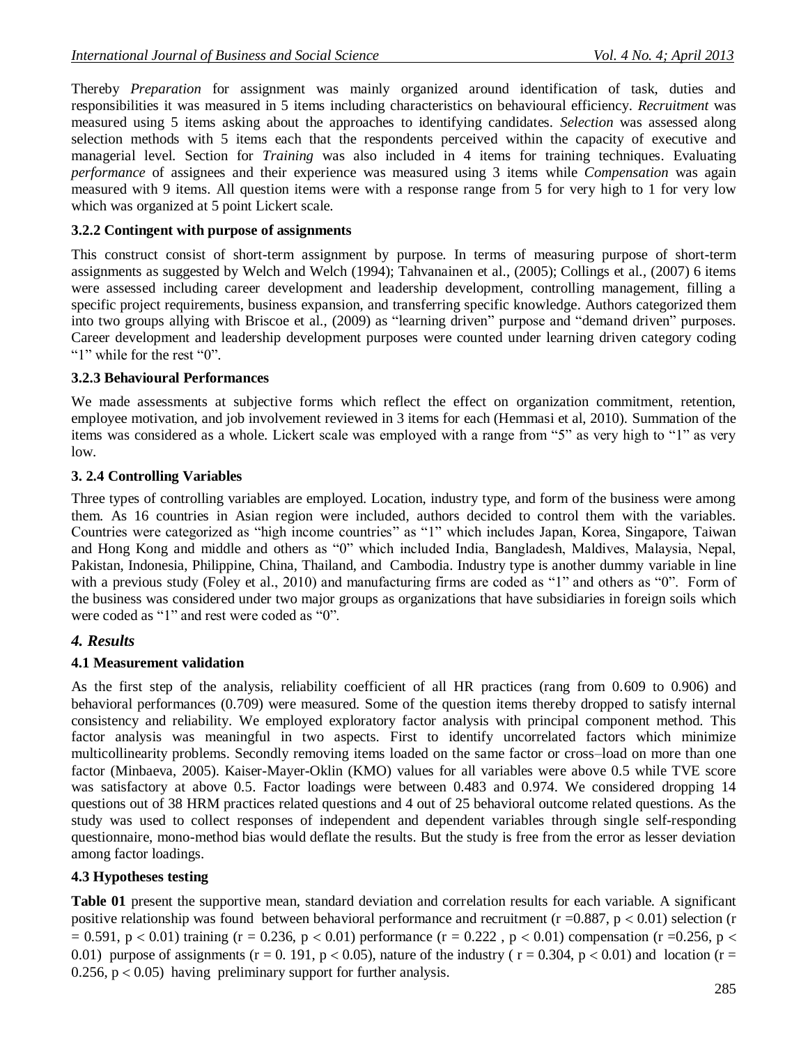Thereby *Preparation* for assignment was mainly organized around identification of task, duties and responsibilities it was measured in 5 items including characteristics on behavioural efficiency. *Recruitment* was measured using 5 items asking about the approaches to identifying candidates. *Selection* was assessed along selection methods with 5 items each that the respondents perceived within the capacity of executive and managerial level. Section for *Training* was also included in 4 items for training techniques. Evaluating *performance* of assignees and their experience was measured using 3 items while *Compensation* was again measured with 9 items. All question items were with a response range from 5 for very high to 1 for very low which was organized at 5 point Lickert scale.

### 3.2.2 Contingent with purpose of assignments

This construct consist of short-term assignment by purpose. In terms of measuring purpose of short-term assignments as suggested by Welch and Welch (1994); Tahvanainen et al., (2005); Collings et al., (2007) 6 items were assessed including career development and leadership development, controlling management, filling a specific project requirements, business expansion, and transferring specific knowledge. Authors categorized them into two groups allying with Briscoe et al., (2009) as "learning driven" purpose and "demand driven" purposes. Career development and leadership development purposes were counted under learning driven category coding "1" while for the rest "0".

### 3.2.3 Behavioural Performances

We made assessments at subjective forms which reflect the effect on organization commitment, retention, employee motivation, and job involvement reviewed in 3 items for each (Hemmasi et al, 2010). Summation of the items was considered as a whole. Lickert scale was employed with a range from "5" as very high to "1" as very low.

### 3. 2.4 Controlling Variables

Three types of controlling variables are employed. Location, industry type, and form of the business were among them. As 16 countries in Asian region were included, authors decided to control them with the variables. Countries were categorized as "high income countries" as "1" which includes Japan, Korea, Singapore, Taiwan and Hong Kong and middle and others as "0" which included India, Bangladesh, Maldives, Malaysia, Nepal, Pakistan, Indonesia, Philippine, China, Thailand, and Cambodia. Industry type is another dummy variable in line with a previous study (Foley et al., 2010) and manufacturing firms are coded as "1" and others as "0". Form of the business was considered under two major groups as organizations that have subsidiaries in foreign soils which were coded as "1" and rest were coded as "0".

## *4. Results*

### 4.1 Measurement validation

As the first step of the analysis, reliability coefficient of all HR practices (rang from 0.609 to 0.906) and behavioral performances (0.709) were measured. Some of the question items thereby dropped to satisfy internal consistency and reliability. We employed exploratory factor analysis with principal component method. This factor analysis was meaningful in two aspects. First to identify uncorrelated factors which minimize multicollinearity problems. Secondly removing items loaded on the same factor or cross–load on more than one factor (Minbaeva, 2005). Kaiser-Mayer-Oklin (KMO) values for all variables were above 0.5 while TVE score was satisfactory at above 0.5. Factor loadings were between 0.483 and 0.974. We considered dropping 14 questions out of 38 HRM practices related questions and 4 out of 25 behavioral outcome related questions. As the study was used to collect responses of independent and dependent variables through single self-responding questionnaire, mono-method bias would deflate the results. But the study is free from the error as lesser deviation among factor loadings.

### 4.3 Hypotheses testing

**Table 01** present the supportive mean, standard deviation and correlation results for each variable. A significant positive relationship was found between behavioral performance and recruitment ($r = 0.887$, $p < 0.01$) selection ($r = 0.591$, $p < 0.01$) training ($r = 0.236$, $p < 0.01$) performance ($r = 0.222$ , $p < 0.01$) compensation ($r = 0.256$, $p < 0.01$) purpose of assignments ($r = 0. 191$, $p < 0.05$), nature of the industry ( $r = 0.304$, $p < 0.01$) and location ($r = 0.256$, $p < 0.05$) having preliminary support for further analysis.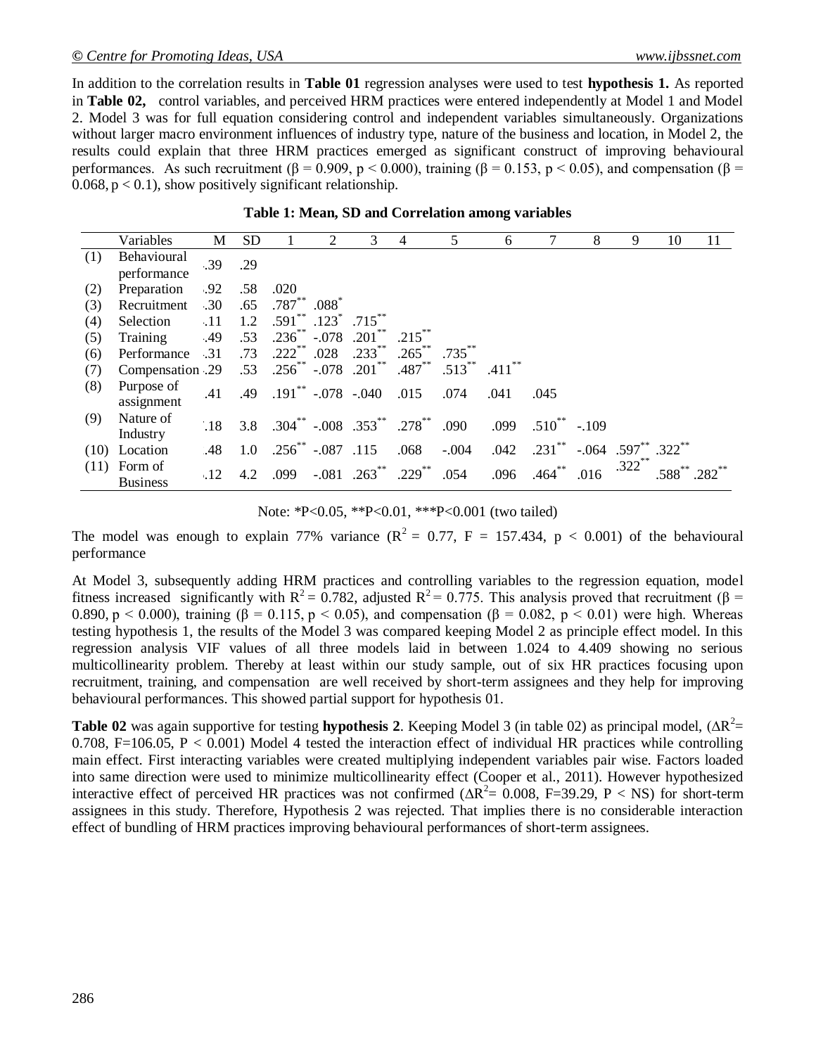In addition to the correlation results in **Table 01** regression analyses were used to test **hypothesis 1.** As reported in **Table 02,** control variables, and perceived HRM practices were entered independently at Model 1 and Model 2. Model 3 was for full equation considering control and independent variables simultaneously. Organizations without larger macro environment influences of industry type, nature of the business and location, in Model 2, the results could explain that three HRM practices emerged as significant construct of improving behavioural performances. As such recruitment ($\beta = 0.909$, $p < 0.000$), training ($\beta = 0.153$, $p < 0.05$), and compensation ($\beta = 0.068$, $p < 0.1$), show positively significant relationship.

**Table 1: Mean, SD and Correlation among variables**

| | Variables | M | SD | 1 | 2 | 3 | 4 | 5 | 6 | 7 | 8 | 9 | 10 | 11 |
|---|---|---|---|---|---|---|---|---|---|---|---|---|---|---|
| (1) | Behavioural performance | .39 | .29 | | | | | | | | | | | |
| (2) | Preparation | .92 | .58 | .020 | | | | | | | | | | |
| (3) | Recruitment | .30 | .65 | .787** | .088* | | | | | | | | | |
| (4) | Selection | .11 | 1.2 | .591** | .123* | .715** | | | | | | | | |
| (5) | Training | .49 | .53 | .236** | -.078 | .201** | .215** | | | | | | | |
| (6) | Performance | .31 | .73 | .222** | .028 | .233** | .265** | .735** | | | | | | |
| (7) | Compensation | .29 | .53 | .256** | -.078 | .201** | .487** | .513** | .411** | | | | | |
| (8) | Purpose of assignment | .41 | .49 | .191** | -.078 | -.040 | .015 | .074 | .041 | .045 | | | | |
| (9) | Nature of Industry | .18 | 3.8 | .304** | -.008 | .353** | .278** | .090 | .099 | .510** | -.109 | | | |
| (10) | Location | .48 | 1.0 | .256** | -.087 | .115 | .068 | -.004 | .042 | .231** | -.064 | .597** | .322** | |
| (11) | Form of Business | .12 | 4.2 | .099 | -.081 | .263** | .229** | .054 | .096 | .464** | .016 | .322** | .588** | .282** |

Note: *P<0.05, **P<0.01, ***P<0.001 (two tailed)

The model was enough to explain 77% variance ($R^2 = 0.77$, $F = 157.434$, $p < 0.001$) of the behavioural performance

At Model 3, subsequently adding HRM practices and controlling variables to the regression equation, model fitness increased significantly with $R^2 = 0.782$, adjusted $R^2 = 0.775$. This analysis proved that recruitment ($\beta = 0.890$, $p < 0.000$), training ($\beta = 0.115$, $p < 0.05$), and compensation ($\beta = 0.082$, $p < 0.01$) were high. Whereas testing hypothesis 1, the results of the Model 3 was compared keeping Model 2 as principle effect model. In this regression analysis VIF values of all three models laid in between 1.024 to 4.409 showing no serious multicollinearity problem. Thereby at least within our study sample, out of six HR practices focusing upon recruitment, training, and compensation are well received by short-term assignees and they help for improving behavioural performances. This showed partial support for hypothesis 01.

**Table 02** was again supportive for testing **hypothesis 2**. Keeping Model 3 (in table 02) as principal model, ($\Delta R^2 = 0.708$, $F=106.05$, $P < 0.001$) Model 4 tested the interaction effect of individual HR practices while controlling main effect. First interacting variables were created multiplying independent variables pair wise. Factors loaded into same direction were used to minimize multicollinearity effect (Cooper et al., 2011). However hypothesized interactive effect of perceived HR practices was not confirmed ($\Delta R^2 = 0.008$, $F=39.29$, $P <$ NS) for short-term assignees in this study. Therefore, Hypothesis 2 was rejected. That implies there is no considerable interaction effect of bundling of HRM practices improving behavioural performances of short-term assignees.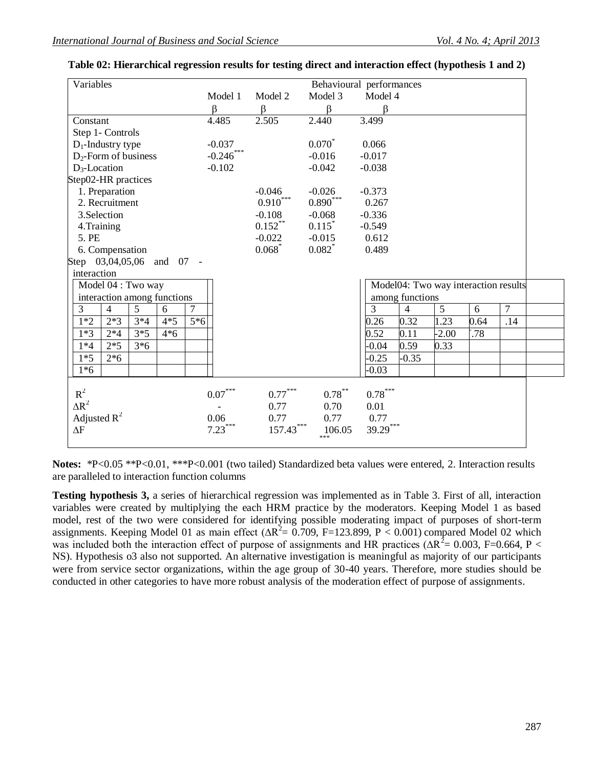**Table 02: Hierarchical regression results for testing direct and interaction effect (hypothesis 1 and 2)**

| Variables | Model 1 β | Model 2 β | Model 3 β | Model 4 β |
|---|---|---|---|---|
| Constant | 4.485 | 2.505 | 2.440 | 3.499 |
| Step 1- Controls | | | | |
| $D_1$-Industry type | -0.037 | | $0.070^{*}$ | 0.066 |
| $D_2$-Form of business | $-0.246^{***}$ | | -0.016 | -0.017 |
| $D_3$-Location | -0.102 | | -0.042 | -0.038 |
| Step02-HR practices | | | | |
| 1. Preparation | | -0.046 | -0.026 | -0.373 |
| 2. Recruitment | | $0.910^{***}$ | $0.890^{***}$ | 0.267 |
| 3.Selection | | -0.108 | -0.068 | -0.336 |
| 4.Training | | $0.152^{**}$ | $0.115^{*}$ | -0.549 |
| 5. PE | | -0.022 | -0.015 | 0.612 |
| 6. Compensation | | $0.068^{*}$ | $0.082^{*}$ | 0.489 |
| Step 03,04,05,06 and 07 - interaction | | | | |
| $R^2$ | $0.07^{***}$ | $0.77^{***}$ | $0.78^{**}$ | $0.78^{***}$ |
| $\Delta R^2$ | - | 0.77 | 0.70 | 0.01 |
| Adjusted $R^2$ | 0.06 | 0.77 | 0.77 | 0.77 |
| $\Delta F$ | $7.23^{***}$ | $157.43^{***}$ | $106.05^{***}$ | $39.29^{***}$ |

Model 04 : Two way interaction among functions / Model04: Two way interaction results among functions

| 3 | 4 | 5 | 6 | 7 | 3 | 4 | 5 | 6 | 7 |
|---|---|---|---|---|---|---|---|---|---|
| 1*2 | 2*3 | 3*4 | 4*5 | 5*6 | 0.26 | 0.32 | 1.23 | 0.64 | .14 |
| 1*3 | 2*4 | 3*5 | 4*6 | | 0.52 | 0.11 | -2.00 | .78 | |
| 1*4 | 2*5 | 3*6 | | | -0.04 | 0.59 | 0.33 | | |
| 1*5 | 2*6 | | | | -0.25 | -0.35 | | | |
| 1*6 | | | | | -0.03 | | | | |

**Notes:** \*P<0.05 \*\*P<0.01, \*\*\*P<0.001 (two tailed) Standardized beta values were entered, 2. Interaction results are paralleled to interaction function columns

**Testing hypothesis 3,** a series of hierarchical regression was implemented as in Table 3. First of all, interaction variables were created by multiplying the each HRM practice by the moderators. Keeping Model 1 as based model, rest of the two were considered for identifying possible moderating impact of purposes of short-term assignments. Keeping Model 01 as main effect ($\Delta R^2 = 0.709$, F=123.899, $P < 0.001$) compared Model 02 which was included both the interaction effect of purpose of assignments and HR practices ($\Delta R^2 = 0.003$, F=0.664, P < NS). Hypothesis o3 also not supported. An alternative investigation is meaningful as majority of our participants were from service sector organizations, within the age group of 30-40 years. Therefore, more studies should be conducted in other categories to have more robust analysis of the moderation effect of purpose of assignments.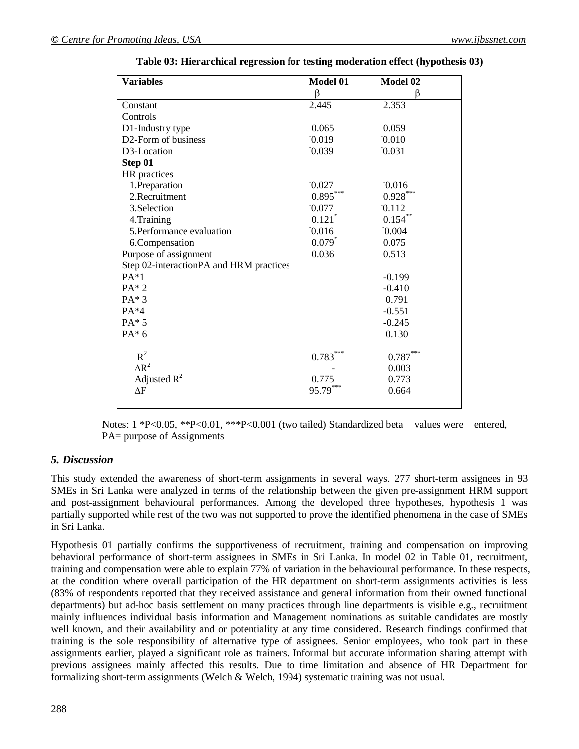**Table 03: Hierarchical regression for testing moderation effect (hypothesis 03)**

| Variables | Model 01 | Model 02 |
|---|---|---|
| | β | β |
| Constant | 2.445 | 2.353 |
| Controls | | |
| D1-Industry type | 0.065 | 0.059 |
| D2-Form of business | -0.019 | -0.010 |
| D3-Location | -0.039 | -0.031 |
| **Step 01** | | |
| HR practices | | |
| 1.Preparation | -0.027 | -0.016 |
| 2.Recruitment | 0.895*** | 0.928*** |
| 3.Selection | -0.077 | -0.112 |
| 4.Training | 0.121* | 0.154** |
| 5.Performance evaluation | -0.016 | -0.004 |
| 6.Compensation | 0.079* | 0.075 |
| Purpose of assignment | 0.036 | 0.513 |
| Step 02-interactionPA and HRM practices | | |
| PA*1 | | -0.199 |
| PA* 2 | | -0.410 |
| PA* 3 | | 0.791 |
| PA*4 | | -0.551 |
| PA* 5 | | -0.245 |
| PA* 6 | | 0.130 |
| $R^2$ | 0.783*** | 0.787*** |
| $\Delta R^2$ | - | 0.003 |
| Adjusted $R^2$ | 0.775 | 0.773 |
| $\Delta F$ | 95.79*** | 0.664 |

Notes: 1 *P<0.05, **P<0.01, ***P<0.001 (two tailed) Standardized beta values were entered, PA= purpose of Assignments

## *5. Discussion*

This study extended the awareness of short-term assignments in several ways. 277 short-term assignees in 93 SMEs in Sri Lanka were analyzed in terms of the relationship between the given pre-assignment HRM support and post-assignment behavioural performances. Among the developed three hypotheses, hypothesis 1 was partially supported while rest of the two was not supported to prove the identified phenomena in the case of SMEs in Sri Lanka.

Hypothesis 01 partially confirms the supportiveness of recruitment, training and compensation on improving behavioral performance of short-term assignees in SMEs in Sri Lanka. In model 02 in Table 01, recruitment, training and compensation were able to explain 77% of variation in the behavioural performance. In these respects, at the condition where overall participation of the HR department on short-term assignments activities is less (83% of respondents reported that they received assistance and general information from their owned functional departments) but ad-hoc basis settlement on many practices through line departments is visible e.g., recruitment mainly influences individual basis information and Management nominations as suitable candidates are mostly well known, and their availability and or potentiality at any time considered. Research findings confirmed that training is the sole responsibility of alternative type of assignees. Senior employees, who took part in these assignments earlier, played a significant role as trainers. Informal but accurate information sharing attempt with previous assignees mainly affected this results. Due to time limitation and absence of HR Department for formalizing short-term assignments (Welch & Welch, 1994) systematic training was not usual.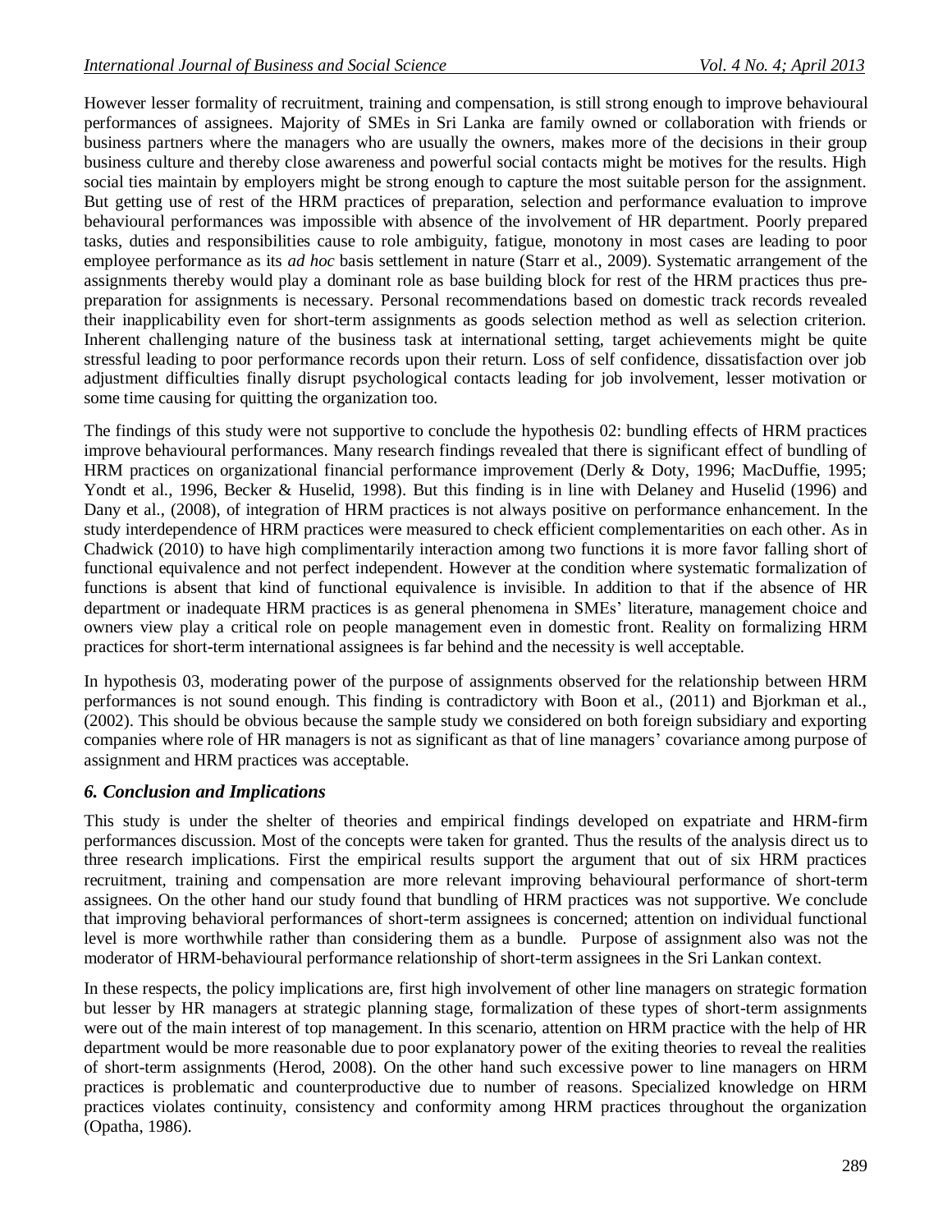However lesser formality of recruitment, training and compensation, is still strong enough to improve behavioural performances of assignees. Majority of SMEs in Sri Lanka are family owned or collaboration with friends or business partners where the managers who are usually the owners, makes more of the decisions in their group business culture and thereby close awareness and powerful social contacts might be motives for the results. High social ties maintain by employers might be strong enough to capture the most suitable person for the assignment. But getting use of rest of the HRM practices of preparation, selection and performance evaluation to improve behavioural performances was impossible with absence of the involvement of HR department. Poorly prepared tasks, duties and responsibilities cause to role ambiguity, fatigue, monotony in most cases are leading to poor employee performance as its *ad hoc* basis settlement in nature (Starr et al., 2009). Systematic arrangement of the assignments thereby would play a dominant role as base building block for rest of the HRM practices thus pre-preparation for assignments is necessary. Personal recommendations based on domestic track records revealed their inapplicability even for short-term assignments as goods selection method as well as selection criterion. Inherent challenging nature of the business task at international setting, target achievements might be quite stressful leading to poor performance records upon their return. Loss of self confidence, dissatisfaction over job adjustment difficulties finally disrupt psychological contacts leading for job involvement, lesser motivation or some time causing for quitting the organization too.

The findings of this study were not supportive to conclude the hypothesis 02: bundling effects of HRM practices improve behavioural performances. Many research findings revealed that there is significant effect of bundling of HRM practices on organizational financial performance improvement (Derly & Doty, 1996; MacDuffie, 1995; Yondt et al., 1996, Becker & Huselid, 1998). But this finding is in line with Delaney and Huselid (1996) and Dany et al., (2008), of integration of HRM practices is not always positive on performance enhancement. In the study interdependence of HRM practices were measured to check efficient complementarities on each other. As in Chadwick (2010) to have high complimentarily interaction among two functions it is more favor falling short of functional equivalence and not perfect independent. However at the condition where systematic formalization of functions is absent that kind of functional equivalence is invisible. In addition to that if the absence of HR department or inadequate HRM practices is as general phenomena in SMEs' literature, management choice and owners view play a critical role on people management even in domestic front. Reality on formalizing HRM practices for short-term international assignees is far behind and the necessity is well acceptable.

In hypothesis 03, moderating power of the purpose of assignments observed for the relationship between HRM performances is not sound enough. This finding is contradictory with Boon et al., (2011) and Bjorkman et al., (2002). This should be obvious because the sample study we considered on both foreign subsidiary and exporting companies where role of HR managers is not as significant as that of line managers' covariance among purpose of assignment and HRM practices was acceptable.

## *6. Conclusion and Implications*

This study is under the shelter of theories and empirical findings developed on expatriate and HRM-firm performances discussion. Most of the concepts were taken for granted. Thus the results of the analysis direct us to three research implications. First the empirical results support the argument that out of six HRM practices recruitment, training and compensation are more relevant improving behavioural performance of short-term assignees. On the other hand our study found that bundling of HRM practices was not supportive. We conclude that improving behavioral performances of short-term assignees is concerned; attention on individual functional level is more worthwhile rather than considering them as a bundle. Purpose of assignment also was not the moderator of HRM-behavioural performance relationship of short-term assignees in the Sri Lankan context.

In these respects, the policy implications are, first high involvement of other line managers on strategic formation but lesser by HR managers at strategic planning stage, formalization of these types of short-term assignments were out of the main interest of top management. In this scenario, attention on HRM practice with the help of HR department would be more reasonable due to poor explanatory power of the exiting theories to reveal the realities of short-term assignments (Herod, 2008). On the other hand such excessive power to line managers on HRM practices is problematic and counterproductive due to number of reasons. Specialized knowledge on HRM practices violates continuity, consistency and conformity among HRM practices throughout the organization (Opatha, 1986).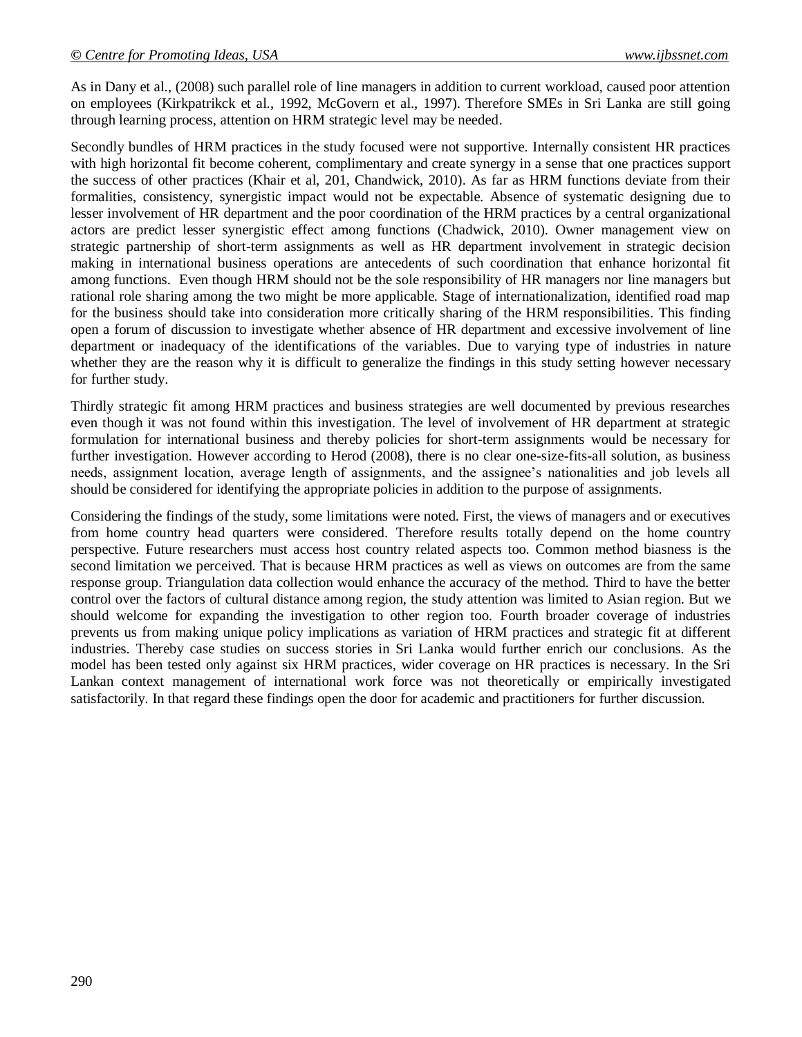As in Dany et al., (2008) such parallel role of line managers in addition to current workload, caused poor attention on employees (Kirkpatrikck et al., 1992, McGovern et al., 1997). Therefore SMEs in Sri Lanka are still going through learning process, attention on HRM strategic level may be needed.

Secondly bundles of HRM practices in the study focused were not supportive. Internally consistent HR practices with high horizontal fit become coherent, complimentary and create synergy in a sense that one practices support the success of other practices (Khair et al, 201, Chandwick, 2010). As far as HRM functions deviate from their formalities, consistency, synergistic impact would not be expectable. Absence of systematic designing due to lesser involvement of HR department and the poor coordination of the HRM practices by a central organizational actors are predict lesser synergistic effect among functions (Chadwick, 2010). Owner management view on strategic partnership of short-term assignments as well as HR department involvement in strategic decision making in international business operations are antecedents of such coordination that enhance horizontal fit among functions. Even though HRM should not be the sole responsibility of HR managers nor line managers but rational role sharing among the two might be more applicable. Stage of internationalization, identified road map for the business should take into consideration more critically sharing of the HRM responsibilities. This finding open a forum of discussion to investigate whether absence of HR department and excessive involvement of line department or inadequacy of the identifications of the variables. Due to varying type of industries in nature whether they are the reason why it is difficult to generalize the findings in this study setting however necessary for further study.

Thirdly strategic fit among HRM practices and business strategies are well documented by previous researches even though it was not found within this investigation. The level of involvement of HR department at strategic formulation for international business and thereby policies for short-term assignments would be necessary for further investigation. However according to Herod (2008), there is no clear one-size-fits-all solution, as business needs, assignment location, average length of assignments, and the assignee's nationalities and job levels all should be considered for identifying the appropriate policies in addition to the purpose of assignments.

Considering the findings of the study, some limitations were noted. First, the views of managers and or executives from home country head quarters were considered. Therefore results totally depend on the home country perspective. Future researchers must access host country related aspects too. Common method biasness is the second limitation we perceived. That is because HRM practices as well as views on outcomes are from the same response group. Triangulation data collection would enhance the accuracy of the method. Third to have the better control over the factors of cultural distance among region, the study attention was limited to Asian region. But we should welcome for expanding the investigation to other region too. Fourth broader coverage of industries prevents us from making unique policy implications as variation of HRM practices and strategic fit at different industries. Thereby case studies on success stories in Sri Lanka would further enrich our conclusions. As the model has been tested only against six HRM practices, wider coverage on HR practices is necessary. In the Sri Lankan context management of international work force was not theoretically or empirically investigated satisfactorily. In that regard these findings open the door for academic and practitioners for further discussion.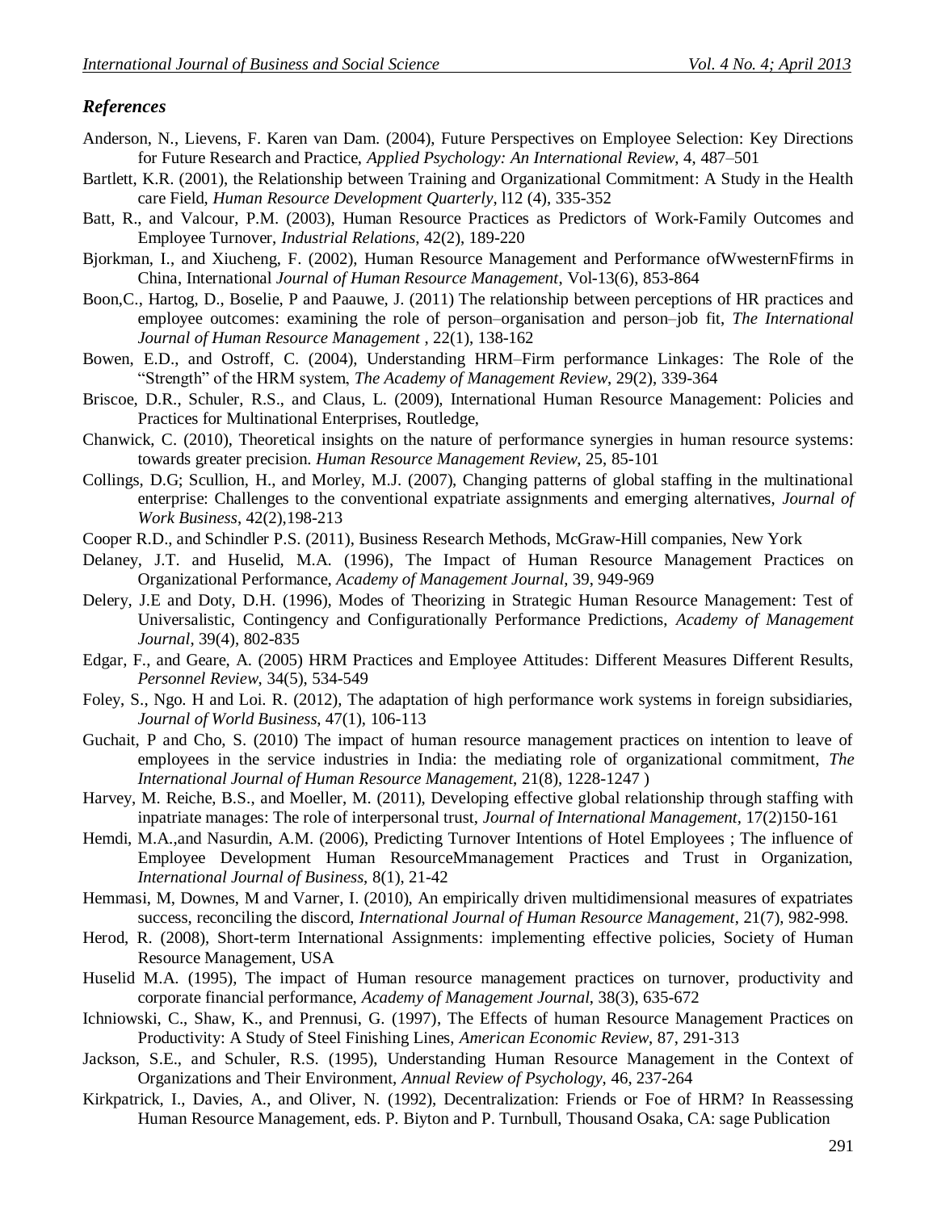### *References*

Anderson, N., Lievens, F. Karen van Dam. (2004), Future Perspectives on Employee Selection: Key Directions for Future Research and Practice, *Applied Psychology: An International Review*, 4, 487–501

Bartlett, K.R. (2001), the Relationship between Training and Organizational Commitment: A Study in the Health care Field, *Human Resource Development Quarterly*, l12 (4), 335-352

Batt, R., and Valcour, P.M. (2003), Human Resource Practices as Predictors of Work-Family Outcomes and Employee Turnover, *Industrial Relations*, 42(2), 189-220

Bjorkman, I., and Xiucheng, F. (2002), Human Resource Management and Performance ofWwesternFfirms in China, International *Journal of Human Resource Management*, Vol-13(6), 853-864

Boon,C., Hartog, D., Boselie, P and Paauwe, J. (2011) The relationship between perceptions of HR practices and employee outcomes: examining the role of person–organisation and person–job fit, *The International Journal of Human Resource Management* , 22(1), 138-162

Bowen, E.D., and Ostroff, C. (2004), Understanding HRM–Firm performance Linkages: The Role of the "Strength" of the HRM system, *The Academy of Management Review*, 29(2), 339-364

Briscoe, D.R., Schuler, R.S., and Claus, L. (2009), International Human Resource Management: Policies and Practices for Multinational Enterprises, Routledge,

Chanwick, C. (2010), Theoretical insights on the nature of performance synergies in human resource systems: towards greater precision. *Human Resource Management Review*, 25, 85-101

Collings, D.G; Scullion, H., and Morley, M.J. (2007), Changing patterns of global staffing in the multinational enterprise: Challenges to the conventional expatriate assignments and emerging alternatives, *Journal of Work Business*, 42(2),198-213

Cooper R.D., and Schindler P.S. (2011), Business Research Methods, McGraw-Hill companies, New York

Delaney, J.T. and Huselid, M.A. (1996), The Impact of Human Resource Management Practices on Organizational Performance, *Academy of Management Journal*, 39, 949-969

Delery, J.E and Doty, D.H. (1996), Modes of Theorizing in Strategic Human Resource Management: Test of Universalistic, Contingency and Configurationally Performance Predictions, *Academy of Management Journal*, 39(4), 802-835

Edgar, F., and Geare, A. (2005) HRM Practices and Employee Attitudes: Different Measures Different Results, *Personnel Review*, 34(5), 534-549

Foley, S., Ngo. H and Loi. R. (2012), The adaptation of high performance work systems in foreign subsidiaries, *Journal of World Business*, 47(1), 106-113

Guchait, P and Cho, S. (2010) The impact of human resource management practices on intention to leave of employees in the service industries in India: the mediating role of organizational commitment, *The International Journal of Human Resource Management*, 21(8), 1228-1247 )

Harvey, M. Reiche, B.S., and Moeller, M. (2011), Developing effective global relationship through staffing with inpatriate manages: The role of interpersonal trust, *Journal of International Management*, 17(2)150-161

Hemdi, M.A.,and Nasurdin, A.M. (2006), Predicting Turnover Intentions of Hotel Employees ; The influence of Employee Development Human ResourceMmanagement Practices and Trust in Organization, *International Journal of Business*, 8(1), 21-42

Hemmasi, M, Downes, M and Varner, I. (2010), An empirically driven multidimensional measures of expatriates success, reconciling the discord, *International Journal of Human Resource Management*, 21(7), 982-998.

Herod, R. (2008), Short-term International Assignments: implementing effective policies, Society of Human Resource Management, USA

Huselid M.A. (1995), The impact of Human resource management practices on turnover, productivity and corporate financial performance, *Academy of Management Journal*, 38(3), 635-672

Ichniowski, C., Shaw, K., and Prennusi, G. (1997), The Effects of human Resource Management Practices on Productivity: A Study of Steel Finishing Lines, *American Economic Review*, 87, 291-313

Jackson, S.E., and Schuler, R.S. (1995), Understanding Human Resource Management in the Context of Organizations and Their Environment, *Annual Review of Psychology*, 46, 237-264

Kirkpatrick, I., Davies, A., and Oliver, N. (1992), Decentralization: Friends or Foe of HRM? In Reassessing Human Resource Management, eds. P. Biyton and P. Turnbull, Thousand Osaka, CA: sage Publication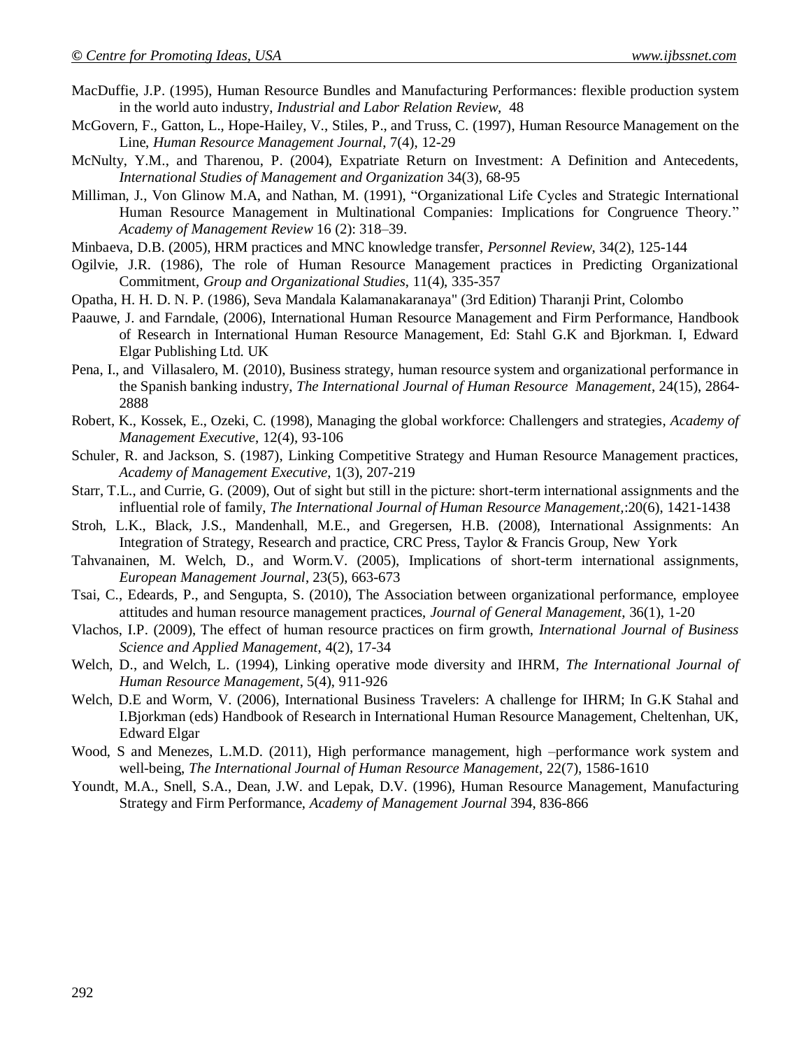MacDuffie, J.P. (1995), Human Resource Bundles and Manufacturing Performances: flexible production system in the world auto industry, *Industrial and Labor Relation Review,* 48

McGovern, F., Gatton, L., Hope-Hailey, V., Stiles, P., and Truss, C. (1997), Human Resource Management on the Line, *Human Resource Management Journal*, 7(4), 12-29

McNulty, Y.M., and Tharenou, P. (2004), Expatriate Return on Investment: A Definition and Antecedents, *International Studies of Management and Organization* 34(3), 68-95

Milliman, J., Von Glinow M.A, and Nathan, M. (1991), "Organizational Life Cycles and Strategic International Human Resource Management in Multinational Companies: Implications for Congruence Theory." *Academy of Management Review* 16 (2): 318–39.

Minbaeva, D.B. (2005), HRM practices and MNC knowledge transfer, *Personnel Review*, 34(2), 125-144

Ogilvie, J.R. (1986), The role of Human Resource Management practices in Predicting Organizational Commitment, *Group and Organizational Studies*, 11(4), 335-357

Opatha, H. H. D. N. P. (1986), Seva Mandala Kalamanakaranaya" (3rd Edition) Tharanji Print, Colombo

Paauwe, J. and Farndale, (2006), International Human Resource Management and Firm Performance, Handbook of Research in International Human Resource Management, Ed: Stahl G.K and Bjorkman. I, Edward Elgar Publishing Ltd. UK

Pena, I., and Villasalero, M. (2010), Business strategy, human resource system and organizational performance in the Spanish banking industry, *The International Journal of Human Resource Management*, 24(15), 2864-2888

Robert, K., Kossek, E., Ozeki, C. (1998), Managing the global workforce: Challengers and strategies, *Academy of Management Executive*, 12(4), 93-106

Schuler, R. and Jackson, S. (1987), Linking Competitive Strategy and Human Resource Management practices, *Academy of Management Executive*, 1(3), 207-219

Starr, T.L., and Currie, G. (2009), Out of sight but still in the picture: short-term international assignments and the influential role of family, *The International Journal of Human Resource Management,*:20(6), 1421-1438

Stroh, L.K., Black, J.S., Mandenhall, M.E., and Gregersen, H.B. (2008), International Assignments: An Integration of Strategy, Research and practice, CRC Press, Taylor & Francis Group, New York

Tahvanainen, M. Welch, D., and Worm.V. (2005), Implications of short-term international assignments, *European Management Journal*, 23(5), 663-673

Tsai, C., Edeards, P., and Sengupta, S. (2010), The Association between organizational performance, employee attitudes and human resource management practices, *Journal of General Management,* 36(1), 1-20

Vlachos, I.P. (2009), The effect of human resource practices on firm growth, *International Journal of Business Science and Applied Management*, 4(2), 17-34

Welch, D., and Welch, L. (1994), Linking operative mode diversity and IHRM, *The International Journal of Human Resource Management*, 5(4), 911-926

Welch, D.E and Worm, V. (2006), International Business Travelers: A challenge for IHRM; In G.K Stahal and I.Bjorkman (eds) Handbook of Research in International Human Resource Management, Cheltenhan, UK, Edward Elgar

Wood, S and Menezes, L.M.D. (2011), High performance management, high –performance work system and well-being, *The International Journal of Human Resource Management*, 22(7), 1586-1610

Youndt, M.A., Snell, S.A., Dean, J.W. and Lepak, D.V. (1996), Human Resource Management, Manufacturing Strategy and Firm Performance, *Academy of Management Journal* 394, 836-866